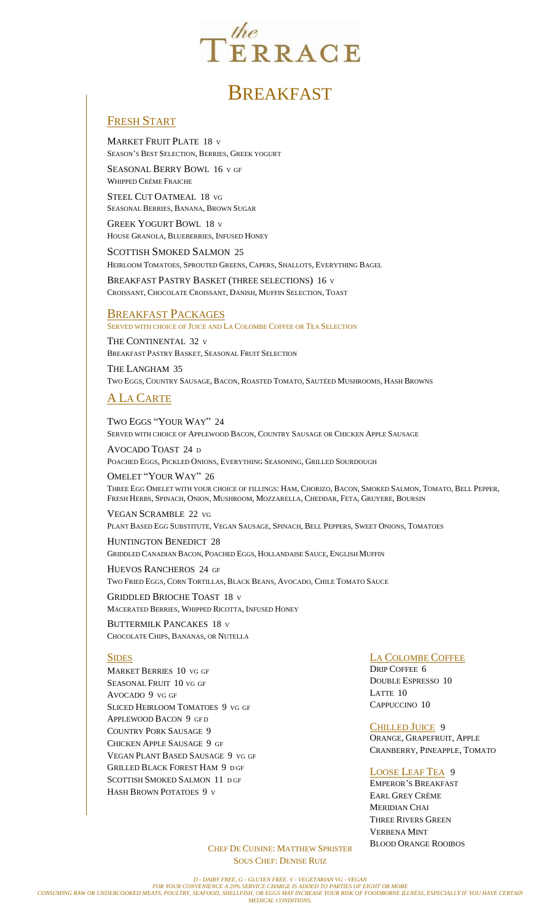# *the* TERRACE

# BREAKFAST

## FRESH START

MARKET FRUIT PLATE 18 V
SEASON'S BEST SELECTION, BERRIES, GREEK YOGURT

SEASONAL BERRY BOWL 16 V GF
WHIPPED CRÈME FRAICHE

STEEL CUT OATMEAL 18 VG
SEASONAL BERRIES, BANANA, BROWN SUGAR

GREEK YOGURT BOWL 18 V
HOUSE GRANOLA, BLUEBERRIES, INFUSED HONEY

SCOTTISH SMOKED SALMON 25
HEIRLOOM TOMATOES, SPROUTED GREENS, CAPERS, SHALLOTS, EVERYTHING BAGEL

BREAKFAST PASTRY BASKET (THREE SELECTIONS) 16 V
CROISSANT, CHOCOLATE CROISSANT, DANISH, MUFFIN SELECTION, TOAST

## BREAKFAST PACKAGES

SERVED WITH CHOICE OF JUICE AND LA COLOMBE COFFEE OR TEA SELECTION

THE CONTINENTAL 32 V
BREAKFAST PASTRY BASKET, SEASONAL FRUIT SELECTION

THE LANGHAM 35
TWO EGGS, COUNTRY SAUSAGE, BACON, ROASTED TOMATO, SAUTÉED MUSHROOMS, HASH BROWNS

## A LA CARTE

TWO EGGS "YOUR WAY" 24
SERVED WITH CHOICE OF APPLEWOOD BACON, COUNTRY SAUSAGE OR CHICKEN APPLE SAUSAGE

AVOCADO TOAST 24 D
POACHED EGGS, PICKLED ONIONS, EVERYTHING SEASONING, GRILLED SOURDOUGH

OMELET "YOUR WAY" 26
THREE EGG OMELET WITH YOUR CHOICE OF FILLINGS: HAM, CHORIZO, BACON, SMOKED SALMON, TOMATO, BELL PEPPER, FRESH HERBS, SPINACH, ONION, MUSHROOM, MOZZARELLA, CHEDDAR, FETA, GRUYERE, BOURSIN

VEGAN SCRAMBLE 22 VG
PLANT BASED EGG SUBSTITUTE, VEGAN SAUSAGE, SPINACH, BELL PEPPERS, SWEET ONIONS, TOMATOES

HUNTINGTON BENEDICT 28
GRIDDLED CANADIAN BACON, POACHED EGGS, HOLLANDAISE SAUCE, ENGLISH MUFFIN

HUEVOS RANCHEROS 24 GF
TWO FRIED EGGS, CORN TORTILLAS, BLACK BEANS, AVOCADO, CHILE TOMATO SAUCE

GRIDDLED BRIOCHE TOAST 18 V
MACERATED BERRIES, WHIPPED RICOTTA, INFUSED HONEY

BUTTERMILK PANCAKES 18 V
CHOCOLATE CHIPS, BANANAS, OR NUTELLA

## SIDES

MARKET BERRIES 10 VG GF
SEASONAL FRUIT 10 VG GF
AVOCADO 9 VG GF
SLICED HEIRLOOM TOMATOES 9 VG GF
APPLEWOOD BACON 9 GF D
COUNTRY PORK SAUSAGE 9
CHICKEN APPLE SAUSAGE 9 GF
VEGAN PLANT BASED SAUSAGE 9 VG GF
GRILLED BLACK FOREST HAM 9 D GF
SCOTTISH SMOKED SALMON 11 D GF
HASH BROWN POTATOES 9 V

## LA COLOMBE COFFEE

DRIP COFFEE 6
DOUBLE ESPRESSO 10
LATTE 10
CAPPUCCINO 10

## CHILLED JUICE 9

ORANGE, GRAPEFRUIT, APPLE
CRANBERRY, PINEAPPLE, TOMATO

## LOOSE LEAF TEA 9

EMPEROR'S BREAKFAST
EARL GREY CRÈME
MERIDIAN CHAI
THREE RIVERS GREEN
VERBENA MINT
BLOOD ORANGE ROOIBOS

CHEF DE CUISINE: MATTHEW SPRISTER
SOUS CHEF: DENISE RUIZ

*D - DAIRY FREE, G - GLUTEN FREE. V - VEGETARIAN VG - VEGAN*
*FOR YOUR CONVENIENCE A 20% SERVICE CHARGE IS ADDED TO PARTIES OF EIGHT OR MORE*
*CONSUMING RAW OR UNDERCOOKED MEATS, POULTRY, SEAFOOD, SHELLFISH, OR EGGS MAY INCREASE YOUR RISK OF FOODBORNE ILLNESS, ESPECIALLY IF YOU HAVE CERTAIN MEDICAL CONDITIONS.*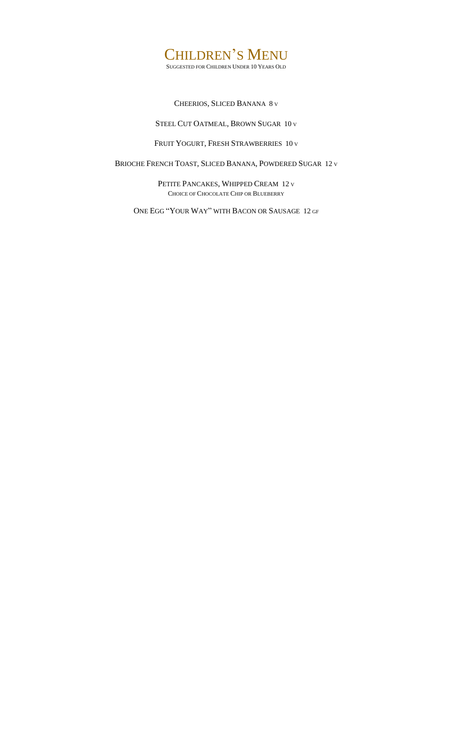# Children's Menu

Suggested for Children Under 10 Years Old

Cheerios, Sliced Banana 8 v

Steel Cut Oatmeal, Brown Sugar 10 v

Fruit Yogurt, Fresh Strawberries 10 v

Brioche French Toast, Sliced Banana, Powdered Sugar 12 v

Petite Pancakes, Whipped Cream 12 v
Choice of Chocolate Chip or Blueberry

One Egg "Your Way" with Bacon or Sausage 12 gf